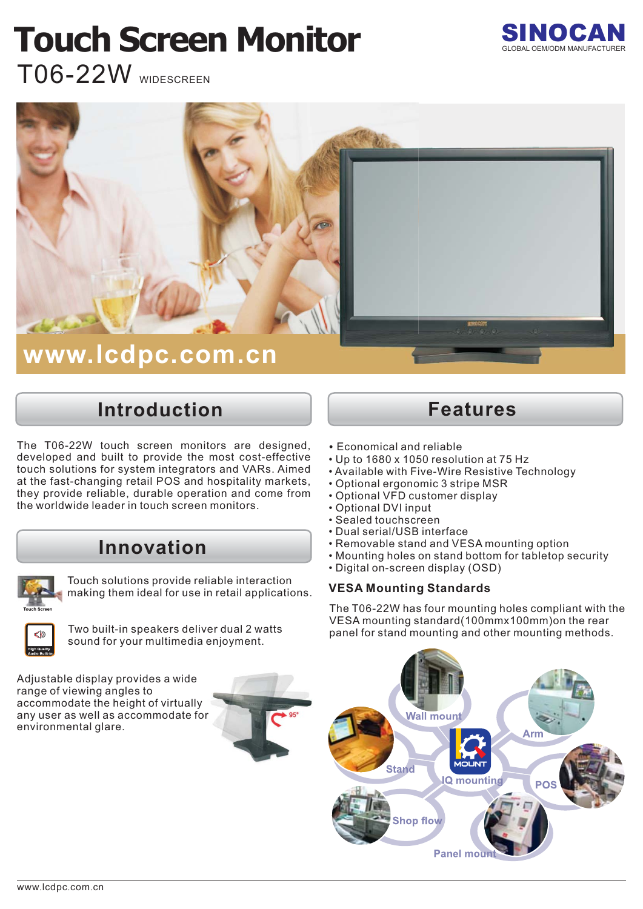# Touch Screen Monitor

SINOCAN
GLOBAL OEM/ODM MANUFACTURER

T06-22W WIDESCREEN

www.lcdpc.com.cn

## Introduction

The T06-22W touch screen monitors are designed, developed and built to provide the most cost-effective touch solutions for system integrators and VARs. Aimed at the fast-changing retail POS and hospitality markets, they provide reliable, durable operation and come from the worldwide leader in touch screen monitors.

## Innovation

Touch solutions provide reliable interaction making them ideal for use in retail applications.

Two built-in speakers deliver dual 2 watts sound for your multimedia enjoyment.

Adjustable display provides a wide range of viewing angles to accommodate the height of virtually any user as well as accommodate for environmental glare.

## Features

- Economical and reliable
- Up to 1680 x 1050 resolution at 75 Hz
- Available with Five-Wire Resistive Technology
- Optional ergonomic 3 stripe MSR
- Optional VFD customer display
- Optional DVI input
- Sealed touchscreen
- Dual serial/USB interface
- Removable stand and VESA mounting option
- Mounting holes on stand bottom for tabletop security
- Digital on-screen display (OSD)

### VESA Mounting Standards

The T06-22W has four mounting holes compliant with the VESA mounting standard(100mmx100mm)on the rear panel for stand mounting and other mounting methods.

Wall mount, Arm, Stand, IQ mounting, POS, Shop flow, Panel mount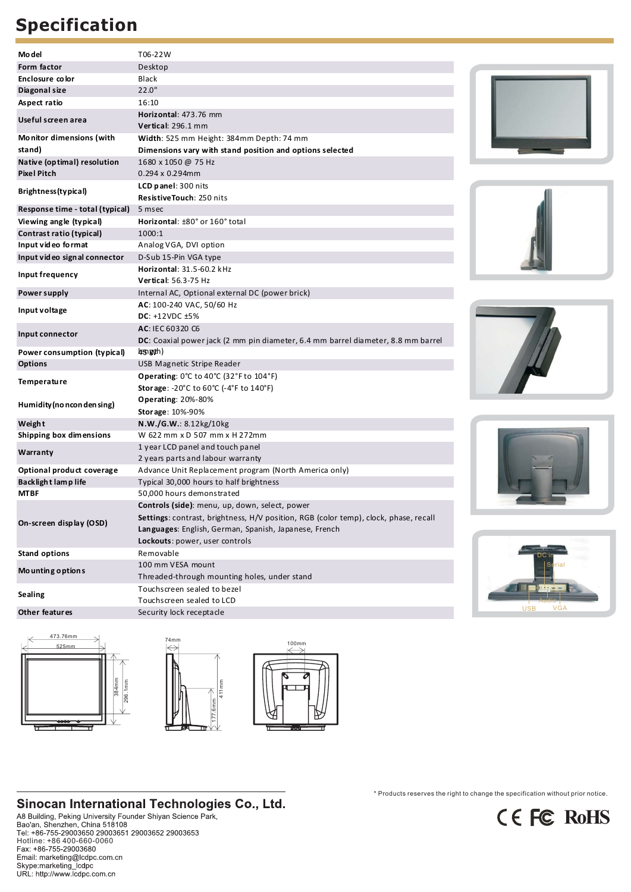# Specification

| | |
|---|---|
| **Model** | T06-22W |
| **Form factor** | Desktop |
| **Enclosure color** | Black |
| **Diagonal size** | 22.0" |
| **Aspect ratio** | 16:10 |
| **Useful screen area** | **Horizontal**: 473.76 mm<br>**Vertical**: 296.1 mm |
| **Monitor dimensions (with stand)** | **Width**: 525 mm Height: 384mm Depth: 74 mm<br>**Dimensions vary with stand position and options selected** |
| **Native (optimal) resolution** | 1680 x 1050 @ 75 Hz |
| **Pixel Pitch** | 0.294 x 0.294mm |
| **Brightness(typical)** | **LCD panel**: 300 nits<br>**ResistiveTouch**: 250 nits |
| **Response time - total (typical)** | 5 msec |
| **Viewing angle (typical)** | **Horizontal**: ±80° or 160° total |
| **Contrast ratio (typical)** | 1000:1 |
| **Input video format** | Analog VGA, DVI option |
| **Input video signal connector** | D-Sub 15-Pin VGA type |
| **Input frequency** | **Horizontal**: 31.5-60.2 kHz<br>**Vertical**: 56.3-75 Hz |
| **Power supply** | Internal AC, Optional external DC (power brick) |
| **Input voltage** | **AC**: 100-240 VAC, 50/60 Hz<br>**DC**: +12VDC ±5% |
| **Input connector** | **AC**: IEC 60320 C6<br>**DC**: Coaxial power jack (2 mm pin diameter, 6.4 mm barrel diameter, 8.8 mm barrel length) |
| **Power consumption (typical)** | 45 W |
| **Options** | USB Magnetic Stripe Reader |
| **Temperature** | **Operating**: 0°C to 40°C (32°F to 104°F)<br>**Storage**: -20°C to 60°C (-4°F to 140°F) |
| **Humidity(noncondensing)** | **Operating**: 20%-80%<br>**Storage**: 10%-90% |
| **Weight** | **N.W./G.W.**: 8.12kg/10kg |
| **Shipping box dimensions** | W 622 mm x D 507 mm x H 272mm |
| **Warranty** | 1 year LCD panel and touch panel<br>2 years parts and labour warranty |
| **Optional product coverage** | Advance Unit Replacement program (North America only) |
| **Backlight lamp life** | Typical 30,000 hours to half brightness |
| **MTBF** | 50,000 hours demonstrated |
| **On-screen display (OSD)** | **Controls (side)**: menu, up, down, select, power<br>**Settings**: contrast, brightness, H/V position, RGB (color temp), clock, phase, recall<br>**Languages**: English, German, Spanish, Japanese, French<br>**Lockouts**: power, user controls |
| **Stand options** | Removable |
| **Mounting options** | 100 mm VESA mount<br>Threaded-through mounting holes, under stand |
| **Sealing** | Touchscreen sealed to bezel<br>Touchscreen sealed to LCD |
| **Other features** | Security lock receptacle |

DC In
Serial
Audio
USB
VGA

473.76mm
525mm
384mm
296.1mm
74mm
411mm
177.6mm
100mm

* Products reserves the right to change the specification without prior notice.

CE FC RoHS

## Sinocan International Technologies Co., Ltd.

A8 Building, Peking University Founder Shiyan Science Park,
Bao'an, Shenzhen, China 518108
Tel: +86-755-29003650 29003651 29003652 29003653
Hotline: +86 400-660-0060
Fax: +86-755-29003680
Email: marketing@lcdpc.com.cn
Skype:marketing_lcdpc
URL: http://www.lcdpc.com.cn